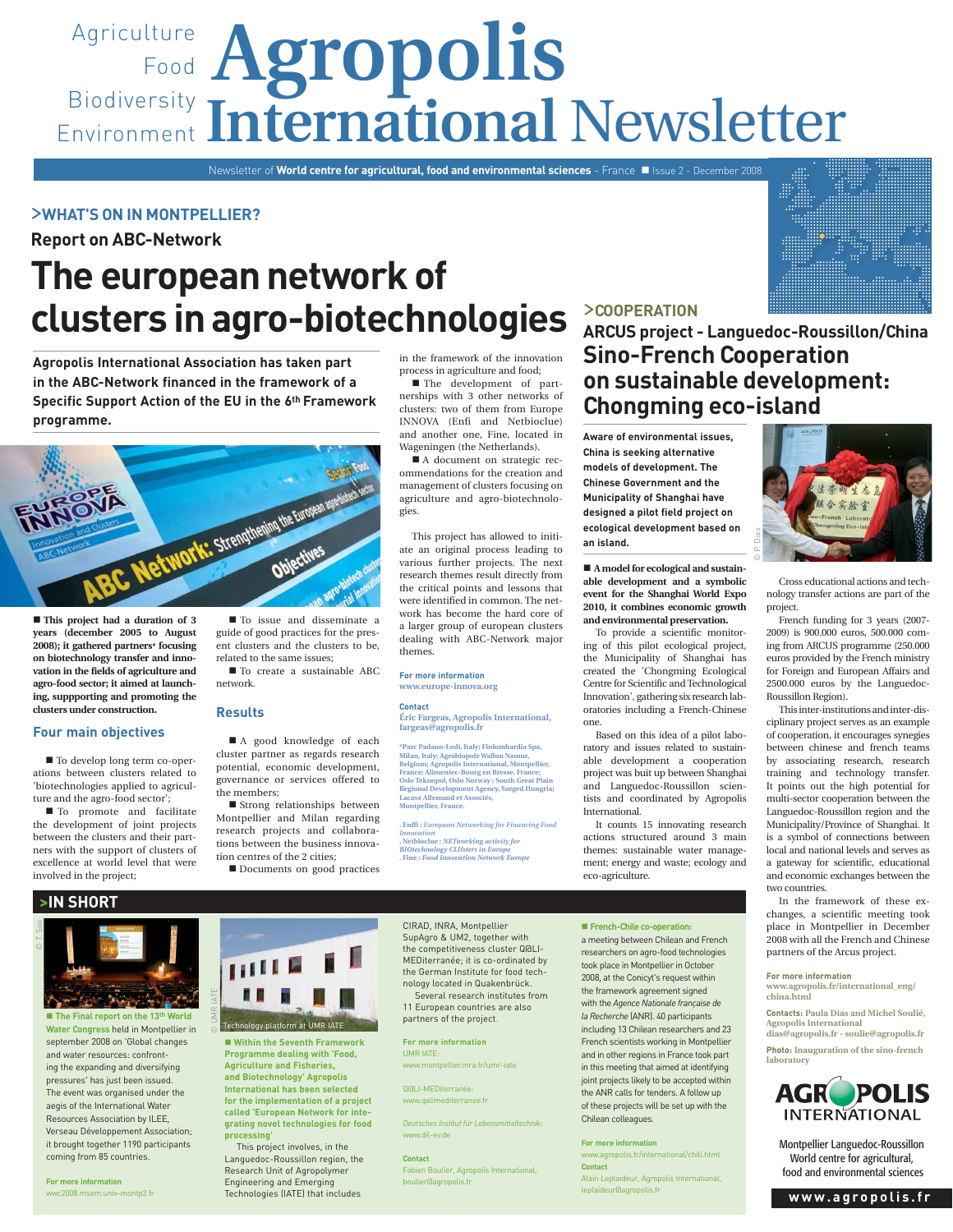Agriculture
Food
Biodiversity
Environment

# Agropolis International Newsletter

Newsletter of **World centre for agricultural, food and environmental sciences** - France ■ Issue 2 - December 2008

## >WHAT'S ON IN MONTPELLIER?

### Report on ABC-Network

# The european network of clusters in agro-biotechnologies

**Agropolis International Association has taken part in the ABC-Network financed in the framework of a Specific Support Action of the EU in the 6th Framework programme.**

**■ This project had a duration of 3 years (december 2005 to August 2008); it gathered partners* focusing on biotechnology transfer and innovation in the fields of agriculture and agro-food sector; it aimed at launching, suppporting and promoting the clusters under construction.**

### Four main objectives

■ To develop long term co-operations between clusters related to 'biotechnologies applied to agriculture and the agro-food sector';

■ To promote and facilitate the development of joint projects between the clusters and their partners with the support of clusters of excellence at world level that were involved in the project;

■ To issue and disseminate a guide of good practices for the present clusters and the clusters to be, related to the same issues;

■ To create a sustainable ABC network.

### Results

■ A good knowledge of each cluster partner as regards research potential, economic development, governance or services offered to the members;

■ Strong relationships between Montpellier and Milan regarding research projects and collaborations between the business innovation centres of the 2 cities;

■ Documents on good practices in the framework of the innovation process in agriculture and food;

■ The development of partnerships with 3 other networks of clusters: two of them from Europe INNOVA (Enfi and Netbioclue) and another one, Fine, located in Wageningen (the Netherlands).

■ A document on strategic recommendations for the creation and management of clusters focusing on agriculture and agro-biotechnologies.

This project has allowed to initiate an original process leading to various further projects. The next research themes result directly from the critical points and lessons that were identified in common. The network has become the hard core of a larger group of european clusters dealing with ABC-Network major themes.

**For more information**
www.europe-innova.org

**Contact**
Éric Fargeas, Agropolis International, fargeas@agropolis.fr

*Parc Padano-Lodi, Italy; Finlombardia Spa, Milan, Italy; Agrobiopole Wallon Namur, Belgium; Agropolis International, Montpellier, France; Allimentec-Bourg en Bresse, France; Oslo Teknopol, Oslo Norway ; South Great Plain Regional Development Agency, Szeged Hungria; Lacave Allemand et Associés, Montpellier, France.

. Enffi : *European Networking for Financing Food Innovation*
. Netbioclue : *NETworking activity for BIOtechnology CLUsters in Europe*
. Fine : *Food Innovation Network Europe*

## >COOPERATION

### ARCUS project - Languedoc-Roussillon/China

# Sino-French Cooperation on sustainable development: Chongming eco-island

**Aware of environmental issues, China is seeking alternative models of development. The Chinese Government and the Municipality of Shanghai have designed a pilot field project on ecological development based on an island.**

**■ A model for ecological and sustainable development and a symbolic event for the Shanghai World Expo 2010, it combines economic growth and environmental preservation.**

To provide a scientific monitoring of this pilot ecological project, the Municipality of Shanghai has created the 'Chongming Ecological Centre for Scientific and Technological Innovation', gathering six research laboratories including a French-Chinese one.

Based on this idea of a pilot laboratory and issues related to sustainable development a cooperation project was buit up between Shanghai and Languedoc-Roussillon scientists and coordinated by Agropolis International.

It counts 15 innovating research actions structured around 3 main themes: sustainable water management; energy and waste; ecology and eco-agriculture.

Cross educational actions and technology transfer actions are part of the project.

French funding for 3 years (2007-2009) is 900.000 euros, 500.000 coming from ARCUS programme (250.000 euros provided by the French ministry for Foreign and European Affairs and 2500.000 euros by the Languedoc-Roussillon Region).

This inter-institutions and inter-disciplinary project serves as an example of cooperation, it encourages synergies between chinese and french teams by associating research, research training and technology transfer. It points out the high potential for multi-sector cooperation between the Languedoc-Roussillon region and the Municipality/Province of Shanghai. It is a symbol of connections between local and national levels and serves as a gateway for scientific, educational and economic exchanges between the two countries.

In the framework of these exchanges, a scientific meeting took place in Montpellier in December 2008 with all the French and Chinese partners of the Arcus project.

**For more information**
www.agropolis.fr/international_eng/china.html

**Contacts:** Paula Dias and Michel Soulié, Agropolis International
dias@agropolis.fr - soulie@agropolis.fr

**Photo:** Inauguration of the sino-french laboratory

© P. Dias

## >IN SHORT

© T. Soo

**■ The Final report on the 13th World Water Congress** held in Montpellier in september 2008 on 'Global changes and water resources: confronting the expanding and diversifying pressures' has just been issued. The event was organised under the aegis of the International Water Resources Association by ILEE, Verseau Développement Association; it brought together 1190 participants coming from 85 countries.

**For more information**
wwc2008.msem.univ-montp2.fr

© UMR IATE

Technology platform at UMR IATE

**■ Within the Seventh Framework Programme dealing with 'Food, Agriculture and Fisheries, and Biotechnology' Agropolis International has been selected for the implementation of a project called 'European Network for integrating novel technologies for food processing'**

This project involves, in the Languedoc-Roussillon region, the Research Unit of Agropolymer Engineering and Emerging Technologies (IATE) that includes CIRAD, INRA, Montpellier SupAgro & UM2, together with the competitiveness cluster Q@LI-MEDiterranée; it is co-ordinated by the German Institute for food technology located in Quakenbrück.

Several research institutes from 11 European countries are also partners of the project.

**For more information**
UMR IATE:
www.montpellier.inra.fr/umr-iate

Q@LI-MEDiterranée:
www.qalimediterranee.fr

*Deutsches Institut für Lebensmitteltechnik*:
www.dil-ev.de

**Contact**
Fabien Boulier, Agropolis International, boulier@agropolis.fr

**■ French-Chile co-operation:**
a meeting between Chilean and French researchers on agro-food technologies took place in Montpellier in October 2008, at the Conicyt's request within the framework agreement signed with the *Agence Nationale française de la Recherche* (ANR). 40 participants including 13 Chilean researchers and 23 French scientists working in Montpellier and in other regions in France took part in this meeting that aimed at identifying joint projects likely to be accepted within the ANR calls for tenders. A follow up of these projects will be set up with the Chilean colleagues.

**For more information**
www.agropolis.fr/international/chili.html

**Contact**
Alain Leplaideur, Agropolis International, leplaideur@agropolis.fr

AGROPOLIS INTERNATIONAL

Montpellier Languedoc-Roussillon
World centre for agricultural, food and environmental sciences

**www.agropolis.fr**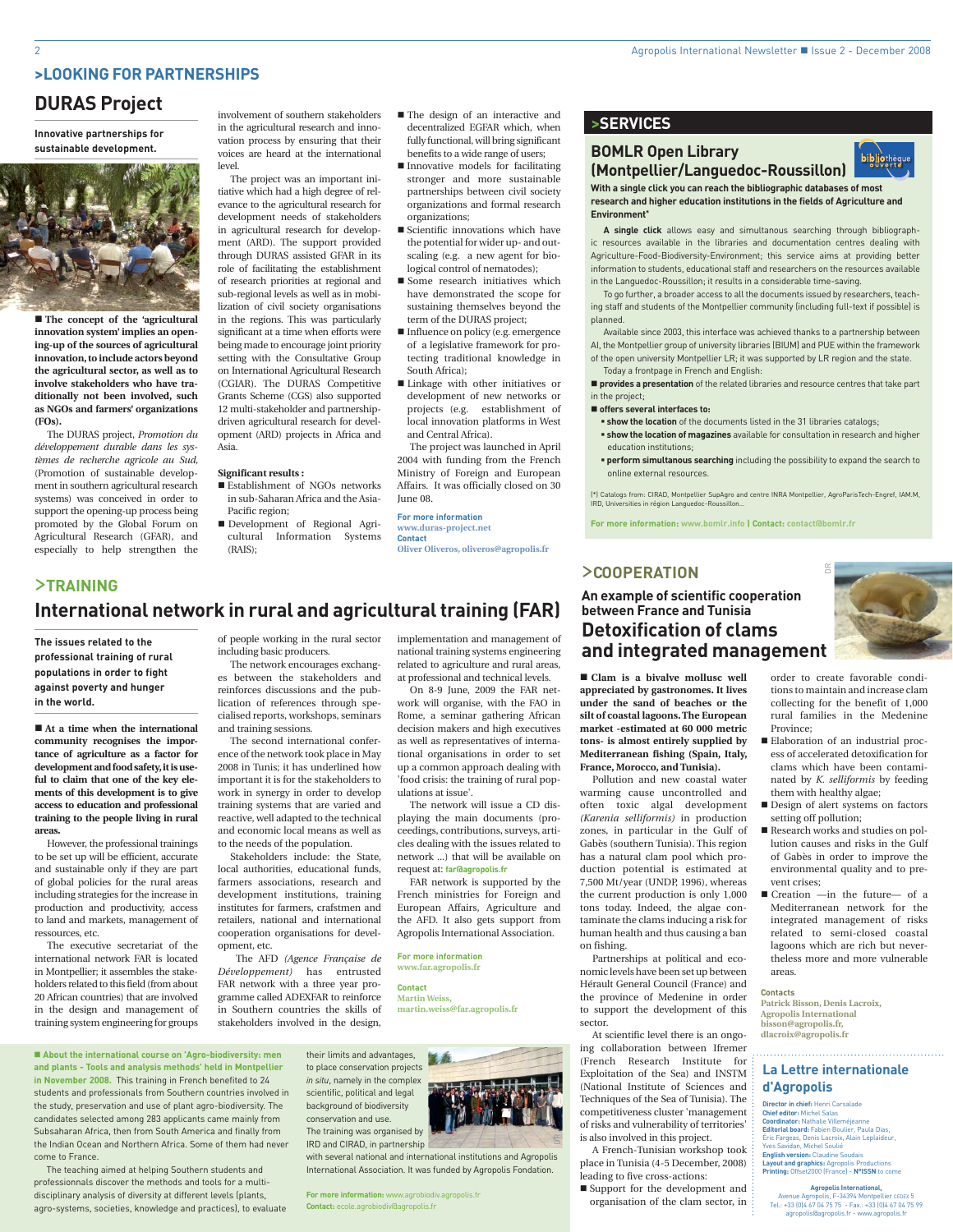## >LOOKING FOR PARTNERSHIPS

# DURAS Project

**Innovative partnerships for sustainable development.**

**■ The concept of the 'agricultural innovation system' implies an opening-up of the sources of agricultural innovation, to include actors beyond the agricultural sector, as well as to involve stakeholders who have traditionally not been involved, such as NGOs and farmers' organizations (FOs).**

The DURAS project, *Promotion du développement durable dans les systèmes de recherche agricole au Sud,* (Promotion of sustainable development in southern agricultural research systems) was conceived in order to support the opening-up process being promoted by the Global Forum on Agricultural Research (GFAR), and especially to help strengthen the involvement of southern stakeholders in the agricultural research and innovation process by ensuring that their voices are heard at the international level.

The project was an important initiative which had a high degree of relevance to the agricultural research for development needs of stakeholders in agricultural research for development (ARD). The support provided through DURAS assisted GFAR in its role of facilitating the establishment of research priorities at regional and sub-regional levels as well as in mobilization of civil society organisations in the regions. This was particularly significant at a time when efforts were being made to encourage joint priority setting with the Consultative Group on International Agricultural Research (CGIAR). The DURAS Competitive Grants Scheme (CGS) also supported 12 multi-stakeholder and partnership-driven agricultural research for development (ARD) projects in Africa and Asia.

**Significant results :**

- Establishment of NGOs networks in sub-Saharan Africa and the Asia-Pacific region;
- Development of Regional Agricultural Information Systems (RAIS);
- The design of an interactive and decentralized EGFAR which, when fully functional, will bring significant benefits to a wide range of users;
- Innovative models for facilitating stronger and more sustainable partnerships between civil society organizations and formal research organizations;
- Scientific innovations which have the potential for wider up- and out-scaling (e.g. a new agent for biological control of nematodes);
- Some research initiatives which have demonstrated the scope for sustaining themselves beyond the term of the DURAS project;
- Influence on policy (e.g. emergence of a legislative framework for protecting traditional knowledge in South Africa);
- Linkage with other initiatives or development of new networks or projects (e.g. establishment of local innovation platforms in West and Central Africa).

The project was launched in April 2004 with funding from the French Ministry of Foreign and European Affairs. It was officially closed on 30 June 08.

**For more information**
www.duras-project.net
**Contact**
Oliver Oliveros, oliveros@agropolis.fr

## >SERVICES

# BOMLR Open Library (Montpellier/Languedoc-Roussillon)

**With a single click you can reach the bibliographic databases of most research and higher education institutions in the fields of Agriculture and Environment***

**A single click** allows easy and simultaneous searching through bibliographic resources available in the libraries and documentation centres dealing with Agriculture-Food-Biodiversity-Environment; this service aims at providing better information to students, educational staff and researchers on the resources available in the Languedoc-Roussillon; it results in a considerable time-saving.

To go further, a broader access to all the documents issued by researchers, teaching staff and students of the Montpellier community (including full-text if possible) is planned.

Available since 2003, this interface was achieved thanks to a partnership between AI, the Montpellier group of university libraries (BIUM) and PUE within the framework of the open university Montpellier LR; it was supported by LR region and the state.

Today a frontpage in French and English:

- **provides a presentation** of the related libraries and resource centres that take part in the project;
- **offers several interfaces to:**
  - **show the location** of the documents listed in the 31 libraries catalogs;
  - **show the location of magazines** available for consultation in research and higher education institutions;
  - **perform simultaneous searching** including the possibility to expand the search to online external resources.

(*) Catalogs from: CIRAD, Montpellier SupAgro and centre INRA Montpellier, AgroParisTech-Engref, IAM.M, IRD, Universities in région Languedoc-Roussillon...

**For more information:** www.bomlr.info | **Contact:** contact@bomlr.fr

## >TRAINING

# International network in rural and agricultural training (FAR)

**The issues related to the professional training of rural populations in order to fight against poverty and hunger in the world.**

**■ At a time when the international community recognises the importance of agriculture as a factor for development and food safety, it is useful to claim that one of the key elements of this development is to give access to education and professional training to the people living in rural areas.**

However, the professional trainings to be set up will be efficient, accurate and sustainable only if they are part of global policies for the rural areas including strategies for the increase in production and productivity, access to land and markets, management of ressources, etc.

The executive secretariat of the international network FAR is located in Montpellier; it assembles the stakeholders related to this field (from about 20 African countries) that are involved in the design and management of training system engineering for groups of people working in the rural sector including basic producers.

The network encourages exchanges between the stakeholders and reinforces discussions and the publication of references through specialised reports, workshops, seminars and training sessions.

The second international conference of the network took place in May 2008 in Tunis; it has underlined how important it is for the stakeholders to work in synergy in order to develop training systems that are varied and reactive, well adapted to the technical and economic local means as well as to the needs of the population.

Stakeholders include: the State, local authorities, educational funds, farmers associations, research and development institutions, training institutes for farmers, crafstmen and retailers, national and international cooperation organisations for development, etc.

The AFD *(Agence Française de Développement)* has entrusted FAR network with a three year programme called ADEXFAR to reinforce in Southern countries the skills of stakeholders involved in the design, implementation and management of national training systems engineering related to agriculture and rural areas, at professional and technical levels.

On 8-9 June, 2009 the FAR network will organise, with the FAO in Rome, a seminar gathering African decision makers and high executives as well as representatives of international organisations in order to set up a common approach dealing with 'food crisis: the training of rural populations at issue'.

The network will issue a CD displaying the main documents (proceedings, contributions, surveys, articles dealing with the issues related to network ...) that will be available on request at: far@agropolis.fr

FAR network is supported by the French ministries for Foreign and European Affairs, Agriculture and the AFD. It also gets support from Agropolis International Association.

**For more information**
www.far.agropolis.fr

**Contact**
Martin Weiss,
martin.weiss@far.agropolis.fr

**■ About the international course on 'Agro-biodiversity: men and plants - Tools and analysis methods' held in Montpellier in November 2008.** This training in French benefited to 24 students and professionals from Southern countries involved in the study, preservation and use of plant agro-biodiversity. The candidates selected among 283 applicants came mainly from Subsaharan Africa, then from South America and finally from the Indian Ocean and Northern Africa. Some of them had never come to France.

The teaching aimed at helping Southern students and professionnals discover the methods and tools for a multi-disciplinary analysis of diversity at different levels (plants, agro-systems, societies, knowledge and practices), to evaluate their limits and advantages, to place conservation projects *in situ*, namely in the complex scientific, political and legal background of biodiversity conservation and use.

The training was organised by IRD and CIRAD, in partnership with several national and international institutions and Agropolis International Association. It was funded by Agropolis Fondation.

**For more information:** www.agrobiodiv.agropolis.fr
**Contact:** ecole.agrobiodiv@agropolis.fr

## >COOPERATION

### An example of scientific cooperation between France and Tunisia

# Detoxification of clams and integrated management

**■ Clam is a bivalve mollusc well appreciated by gastronomes. It lives under the sand of beaches or the silt of coastal lagoons. The European market -estimated at 60 000 metric tons- is almost entirely supplied by Mediterranean fishing (Spain, Italy, France, Morocco, and Tunisia).**

Pollution and new coastal water warming cause uncontrolled and often toxic algal development *(Karenia selliformis)* in production zones, in particular in the Gulf of Gabès (southern Tunisia). This region has a natural clam pool which production potential is estimated at 7,500 Mt/year (UNDP, 1996), whereas the current production is only 1,000 tons today. Indeed, the algae contaminate the clams inducing a risk for human health and thus causing a ban on fishing.

Partnerships at political and economic levels have been set up between Hérault General Council (France) and the province of Medenine in order to support the development of this sector.

At scientific level there is an ongoing collaboration between Ifremer (French Research Institute for Exploitation of the Sea) and INSTM (National Institute of Sciences and Techniques of the Sea of Tunisia). The competitiveness cluster 'management of risks and vulnerability of territories' is also involved in this project.

A French-Tunisian workshop took place in Tunisia (4-5 December, 2008) leading to five cross-actions:

- Support for the development and organisation of the clam sector, in order to create favorable conditions to maintain and increase clam collecting for the benefit of 1,000 rural families in the Medenine Province;
- Elaboration of an industrial process of accelerated detoxification for clams which have been contaminated by *K. selliformis* by feeding them with healthy algae;
- Design of alert systems on factors setting off pollution;
- Research works and studies on pollution causes and risks in the Gulf of Gabès in order to improve the environmental quality and to prevent crises;
- Creation —in the future— of a Mediterranean network for the integrated management of risks related to semi-closed coastal lagoons which are rich but nevertheless more and more vulnerable areas.

**Contacts**
Patrick Bisson, Denis Lacroix, Agropolis International
bisson@agropolis.fr,
dlacroix@agropolis.fr

## La Lettre internationale d'Agropolis

**Director in chief:** Henri Carsalade
**Chief editor:** Michel Salas
**Coordinator:** Nathalie Villeméjeanne
**Editorial board:** Fabien Boulier, Paula Dias, Éric Fargeas, Denis Lacroix, Alain Leplaideur, Yves Savidan, Michel Soulié
**English version:** Claudine Soudais
**Layout and graphics:** Agropolis Productions
**Printing:** Offset2000 (France) - **N°ISSN** to come

**Agropolis International,**
Avenue Agropolis, F-34394 Montpellier CEDEX 5
Tel.: +33 (0)4 67 04 75 75 - Fax.: +33 (0)4 67 04 75 99
agropolis@agropolis.fr - www.agropolis.fr